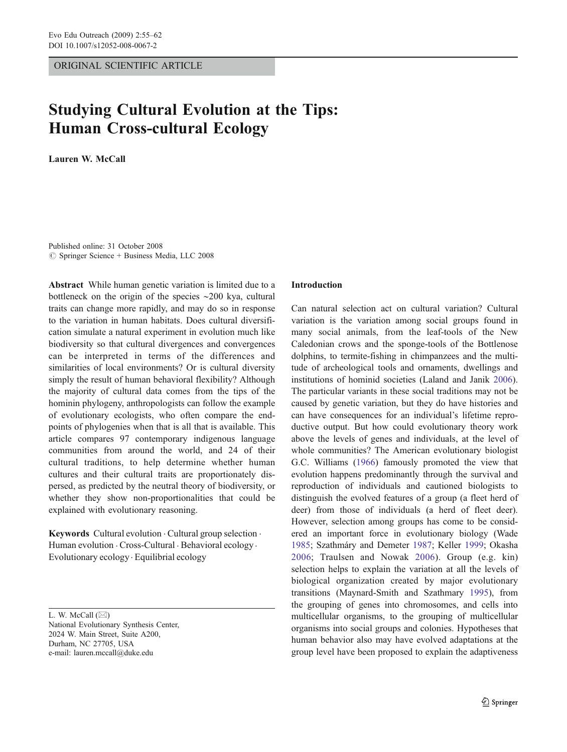ORIGINAL SCIENTIFIC ARTICLE

# Studying Cultural Evolution at the Tips: Human Cross-cultural Ecology

**Lauren W. McCall**

Published online: 31 October 2008
© Springer Science + Business Media, LLC 2008

**Abstract** While human genetic variation is limited due to a bottleneck on the origin of the species ~200 kya, cultural traits can change more rapidly, and may do so in response to the variation in human habitats. Does cultural diversification simulate a natural experiment in evolution much like biodiversity so that cultural divergences and convergences can be interpreted in terms of the differences and similarities of local environments? Or is cultural diversity simply the result of human behavioral flexibility? Although the majority of cultural data comes from the tips of the hominin phylogeny, anthropologists can follow the example of evolutionary ecologists, who often compare the endpoints of phylogenies when that is all that is available. This article compares 97 contemporary indigenous language communities from around the world, and 24 of their cultural traditions, to help determine whether human cultures and their cultural traits are proportionately dispersed, as predicted by the neutral theory of biodiversity, or whether they show non-proportionalities that could be explained with evolutionary reasoning.

**Keywords** Cultural evolution · Cultural group selection · Human evolution · Cross-Cultural · Behavioral ecology · Evolutionary ecology · Equilibrial ecology

L. W. McCall (✉)
National Evolutionary Synthesis Center,
2024 W. Main Street, Suite A200,
Durham, NC 27705, USA
e-mail: lauren.mccall@duke.edu

## Introduction

Can natural selection act on cultural variation? Cultural variation is the variation among social groups found in many social animals, from the leaf-tools of the New Caledonian crows and the sponge-tools of the Bottlenose dolphins, to termite-fishing in chimpanzees and the multitude of archeological tools and ornaments, dwellings and institutions of hominid societies (Laland and Janik 2006). The particular variants in these social traditions may not be caused by genetic variation, but they do have histories and can have consequences for an individual's lifetime reproductive output. But how could evolutionary theory work above the levels of genes and individuals, at the level of whole communities? The American evolutionary biologist G.C. Williams (1966) famously promoted the view that evolution happens predominantly through the survival and reproduction of individuals and cautioned biologists to distinguish the evolved features of a group (a fleet herd of deer) from those of individuals (a herd of fleet deer). However, selection among groups has come to be considered an important force in evolutionary biology (Wade 1985; Szathmáry and Demeter 1987; Keller 1999; Okasha 2006; Traulsen and Nowak 2006). Group (e.g. kin) selection helps to explain the variation at all the levels of biological organization created by major evolutionary transitions (Maynard-Smith and Szathmary 1995), from the grouping of genes into chromosomes, and cells into multicellular organisms, to the grouping of multicellular organisms into social groups and colonies. Hypotheses that human behavior also may have evolved adaptations at the group level have been proposed to explain the adaptiveness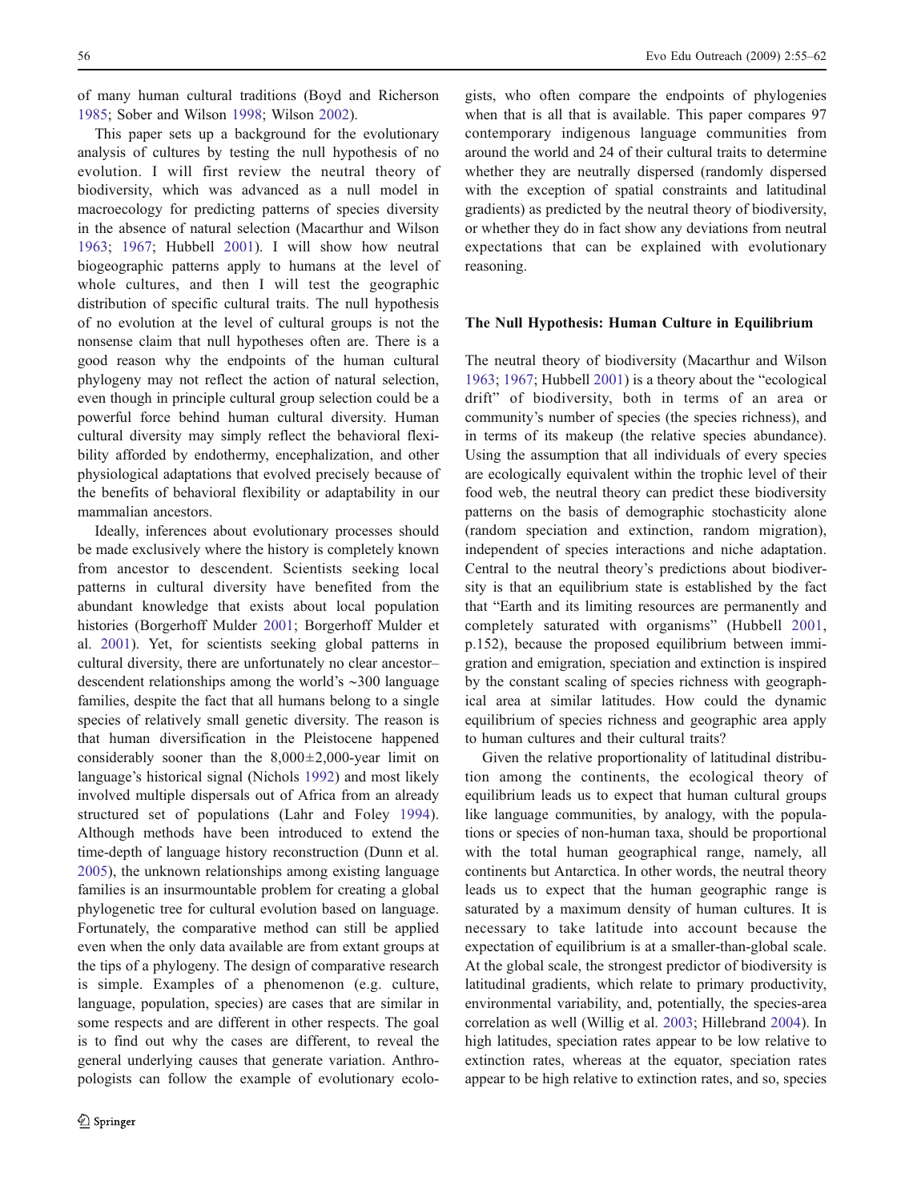of many human cultural traditions (Boyd and Richerson 1985; Sober and Wilson 1998; Wilson 2002).

This paper sets up a background for the evolutionary analysis of cultures by testing the null hypothesis of no evolution. I will first review the neutral theory of biodiversity, which was advanced as a null model in macroecology for predicting patterns of species diversity in the absence of natural selection (Macarthur and Wilson 1963; 1967; Hubbell 2001). I will show how neutral biogeographic patterns apply to humans at the level of whole cultures, and then I will test the geographic distribution of specific cultural traits. The null hypothesis of no evolution at the level of cultural groups is not the nonsense claim that null hypotheses often are. There is a good reason why the endpoints of the human cultural phylogeny may not reflect the action of natural selection, even though in principle cultural group selection could be a powerful force behind human cultural diversity. Human cultural diversity may simply reflect the behavioral flexibility afforded by endothermy, encephalization, and other physiological adaptations that evolved precisely because of the benefits of behavioral flexibility or adaptability in our mammalian ancestors.

Ideally, inferences about evolutionary processes should be made exclusively where the history is completely known from ancestor to descendent. Scientists seeking local patterns in cultural diversity have benefited from the abundant knowledge that exists about local population histories (Borgerhoff Mulder 2001; Borgerhoff Mulder et al. 2001). Yet, for scientists seeking global patterns in cultural diversity, there are unfortunately no clear ancestor–descendent relationships among the world's ~300 language families, despite the fact that all humans belong to a single species of relatively small genetic diversity. The reason is that human diversification in the Pleistocene happened considerably sooner than the 8,000±2,000-year limit on language's historical signal (Nichols 1992) and most likely involved multiple dispersals out of Africa from an already structured set of populations (Lahr and Foley 1994). Although methods have been introduced to extend the time-depth of language history reconstruction (Dunn et al. 2005), the unknown relationships among existing language families is an insurmountable problem for creating a global phylogenetic tree for cultural evolution based on language. Fortunately, the comparative method can still be applied even when the only data available are from extant groups at the tips of a phylogeny. The design of comparative research is simple. Examples of a phenomenon (e.g. culture, language, population, species) are cases that are similar in some respects and are different in other respects. The goal is to find out why the cases are different, to reveal the general underlying causes that generate variation. Anthropologists can follow the example of evolutionary ecologists, who often compare the endpoints of phylogenies when that is all that is available. This paper compares 97 contemporary indigenous language communities from around the world and 24 of their cultural traits to determine whether they are neutrally dispersed (randomly dispersed with the exception of spatial constraints and latitudinal gradients) as predicted by the neutral theory of biodiversity, or whether they do in fact show any deviations from neutral expectations that can be explained with evolutionary reasoning.

## The Null Hypothesis: Human Culture in Equilibrium

The neutral theory of biodiversity (Macarthur and Wilson 1963; 1967; Hubbell 2001) is a theory about the "ecological drift" of biodiversity, both in terms of an area or community's number of species (the species richness), and in terms of its makeup (the relative species abundance). Using the assumption that all individuals of every species are ecologically equivalent within the trophic level of their food web, the neutral theory can predict these biodiversity patterns on the basis of demographic stochasticity alone (random speciation and extinction, random migration), independent of species interactions and niche adaptation. Central to the neutral theory's predictions about biodiversity is that an equilibrium state is established by the fact that "Earth and its limiting resources are permanently and completely saturated with organisms" (Hubbell 2001, p.152), because the proposed equilibrium between immigration and emigration, speciation and extinction is inspired by the constant scaling of species richness with geographical area at similar latitudes. How could the dynamic equilibrium of species richness and geographic area apply to human cultures and their cultural traits?

Given the relative proportionality of latitudinal distribution among the continents, the ecological theory of equilibrium leads us to expect that human cultural groups like language communities, by analogy, with the populations or species of non-human taxa, should be proportional with the total human geographical range, namely, all continents but Antarctica. In other words, the neutral theory leads us to expect that the human geographic range is saturated by a maximum density of human cultures. It is necessary to take latitude into account because the expectation of equilibrium is at a smaller-than-global scale. At the global scale, the strongest predictor of biodiversity is latitudinal gradients, which relate to primary productivity, environmental variability, and, potentially, the species-area correlation as well (Willig et al. 2003; Hillebrand 2004). In high latitudes, speciation rates appear to be low relative to extinction rates, whereas at the equator, speciation rates appear to be high relative to extinction rates, and so, species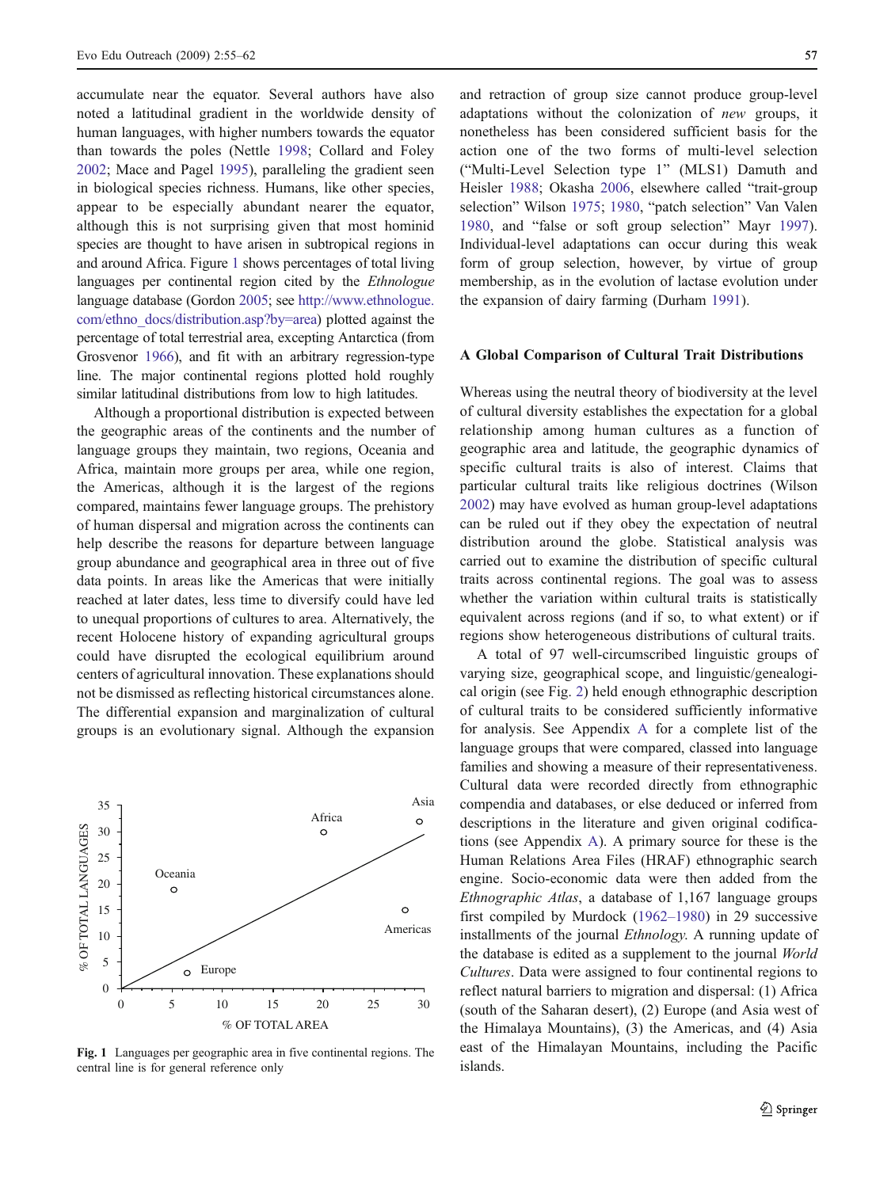accumulate near the equator. Several authors have also noted a latitudinal gradient in the worldwide density of human languages, with higher numbers towards the equator than towards the poles (Nettle 1998; Collard and Foley 2002; Mace and Pagel 1995), paralleling the gradient seen in biological species richness. Humans, like other species, appear to be especially abundant nearer the equator, although this is not surprising given that most hominid species are thought to have arisen in subtropical regions in and around Africa. Figure 1 shows percentages of total living languages per continental region cited by the *Ethnologue* language database (Gordon 2005; see http://www.ethnologue.com/ethno_docs/distribution.asp?by=area) plotted against the percentage of total terrestrial area, excepting Antarctica (from Grosvenor 1966), and fit with an arbitrary regression-type line. The major continental regions plotted hold roughly similar latitudinal distributions from low to high latitudes.

Although a proportional distribution is expected between the geographic areas of the continents and the number of language groups they maintain, two regions, Oceania and Africa, maintain more groups per area, while one region, the Americas, although it is the largest of the regions compared, maintains fewer language groups. The prehistory of human dispersal and migration across the continents can help describe the reasons for departure between language group abundance and geographical area in three out of five data points. In areas like the Americas that were initially reached at later dates, less time to diversify could have led to unequal proportions of cultures to area. Alternatively, the recent Holocene history of expanding agricultural groups could have disrupted the ecological equilibrium around centers of agricultural innovation. These explanations should not be dismissed as reflecting historical circumstances alone. The differential expansion and marginalization of cultural groups is an evolutionary signal. Although the expansion and retraction of group size cannot produce group-level adaptations without the colonization of *new* groups, it nonetheless has been considered sufficient basis for the action one of the two forms of multi-level selection ("Multi-Level Selection type 1" (MLS1) Damuth and Heisler 1988; Okasha 2006, elsewhere called "trait-group selection" Wilson 1975; 1980, "patch selection" Van Valen 1980, and "false or soft group selection" Mayr 1997). Individual-level adaptations can occur during this weak form of group selection, however, by virtue of group membership, as in the evolution of lactase evolution under the expansion of dairy farming (Durham 1991).

**Fig. 1** Languages per geographic area in five continental regions. The central line is for general reference only

## A Global Comparison of Cultural Trait Distributions

Whereas using the neutral theory of biodiversity at the level of cultural diversity establishes the expectation for a global relationship among human cultures as a function of geographic area and latitude, the geographic dynamics of specific cultural traits is also of interest. Claims that particular cultural traits like religious doctrines (Wilson 2002) may have evolved as human group-level adaptations can be ruled out if they obey the expectation of neutral distribution around the globe. Statistical analysis was carried out to examine the distribution of specific cultural traits across continental regions. The goal was to assess whether the variation within cultural traits is statistically equivalent across regions (and if so, to what extent) or if regions show heterogeneous distributions of cultural traits.

A total of 97 well-circumscribed linguistic groups of varying size, geographical scope, and linguistic/genealogical origin (see Fig. 2) held enough ethnographic description of cultural traits to be considered sufficiently informative for analysis. See Appendix A for a complete list of the language groups that were compared, classed into language families and showing a measure of their representativeness. Cultural data were recorded directly from ethnographic compendia and databases, or else deduced or inferred from descriptions in the literature and given original codifications (see Appendix A). A primary source for these is the Human Relations Area Files (HRAF) ethnographic search engine. Socio-economic data were then added from the *Ethnographic Atlas*, a database of 1,167 language groups first compiled by Murdock (1962–1980) in 29 successive installments of the journal *Ethnology*. A running update of the database is edited as a supplement to the journal *World Cultures*. Data were assigned to four continental regions to reflect natural barriers to migration and dispersal: (1) Africa (south of the Saharan desert), (2) Europe (and Asia west of the Himalaya Mountains), (3) the Americas, and (4) Asia east of the Himalayan Mountains, including the Pacific islands.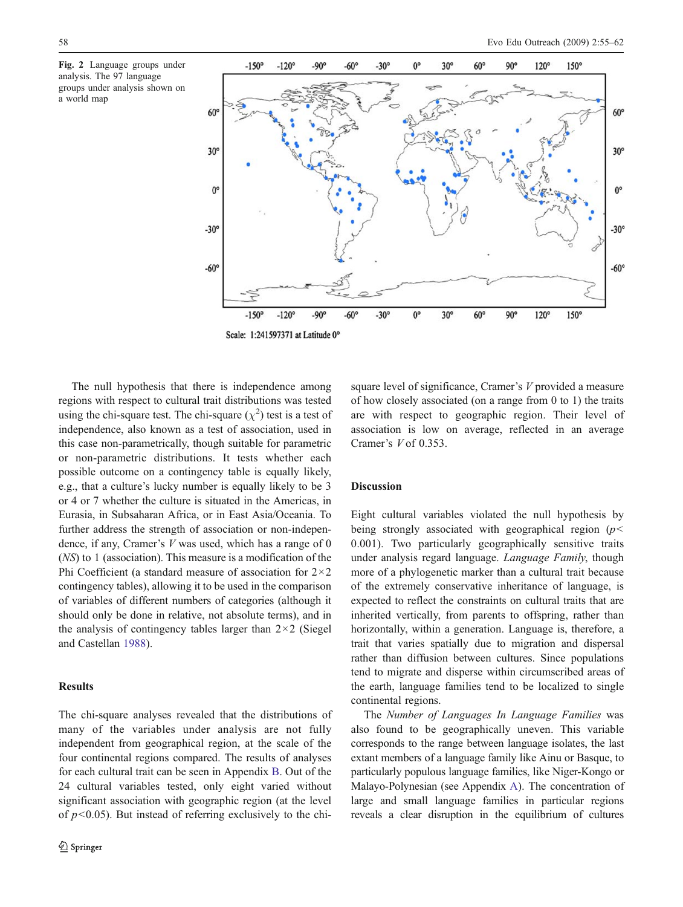**Fig. 2** Language groups under analysis. The 97 language groups under analysis shown on a world map

The null hypothesis that there is independence among regions with respect to cultural trait distributions was tested using the chi-square test. The chi-square ($\chi^2$) test is a test of independence, also known as a test of association, used in this case non-parametrically, though suitable for parametric or non-parametric distributions. It tests whether each possible outcome on a contingency table is equally likely, e.g., that a culture's lucky number is equally likely to be 3 or 4 or 7 whether the culture is situated in the Americas, in Eurasia, in Subsaharan Africa, or in East Asia/Oceania. To further address the strength of association or non-independence, if any, Cramer's $V$ was used, which has a range of 0 (*NS*) to 1 (association). This measure is a modification of the Phi Coefficient (a standard measure of association for $2 \times 2$ contingency tables), allowing it to be used in the comparison of variables of different numbers of categories (although it should only be done in relative, not absolute terms), and in the analysis of contingency tables larger than $2 \times 2$ (Siegel and Castellan 1988).

## Results

The chi-square analyses revealed that the distributions of many of the variables under analysis are not fully independent from geographical region, at the scale of the four continental regions compared. The results of analyses for each cultural trait can be seen in Appendix B. Out of the 24 cultural variables tested, only eight varied without significant association with geographic region (at the level of $p<0.05$). But instead of referring exclusively to the chi-square level of significance, Cramer's $V$ provided a measure of how closely associated (on a range from 0 to 1) the traits are with respect to geographic region. Their level of association is low on average, reflected in an average Cramer's $V$ of 0.353.

## Discussion

Eight cultural variables violated the null hypothesis by being strongly associated with geographical region ($p< 0.001$). Two particularly geographically sensitive traits under analysis regard language. *Language Family*, though more of a phylogenetic marker than a cultural trait because of the extremely conservative inheritance of language, is expected to reflect the constraints on cultural traits that are inherited vertically, from parents to offspring, rather than horizontally, within a generation. Language is, therefore, a trait that varies spatially due to migration and dispersal rather than diffusion between cultures. Since populations tend to migrate and disperse within circumscribed areas of the earth, language families tend to be localized to single continental regions.

The *Number of Languages In Language Families* was also found to be geographically uneven. This variable corresponds to the range between language isolates, the last extant members of a language family like Ainu or Basque, to particularly populous language families, like Niger-Kongo or Malayo-Polynesian (see Appendix A). The concentration of large and small language families in particular regions reveals a clear disruption in the equilibrium of cultures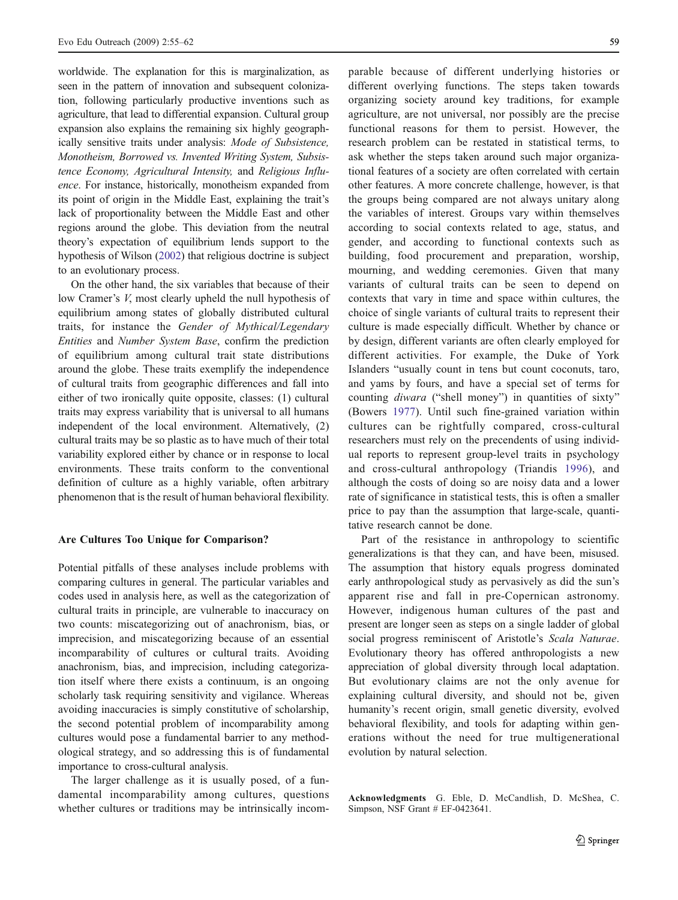worldwide. The explanation for this is marginalization, as seen in the pattern of innovation and subsequent colonization, following particularly productive inventions such as agriculture, that lead to differential expansion. Cultural group expansion also explains the remaining six highly geographically sensitive traits under analysis: *Mode of Subsistence, Monotheism, Borrowed vs. Invented Writing System, Subsistence Economy, Agricultural Intensity,* and *Religious Influence*. For instance, historically, monotheism expanded from its point of origin in the Middle East, explaining the trait's lack of proportionality between the Middle East and other regions around the globe. This deviation from the neutral theory's expectation of equilibrium lends support to the hypothesis of Wilson (2002) that religious doctrine is subject to an evolutionary process.

On the other hand, the six variables that because of their low Cramer's *V*, most clearly upheld the null hypothesis of equilibrium among states of globally distributed cultural traits, for instance the *Gender of Mythical/Legendary Entities* and *Number System Base*, confirm the prediction of equilibrium among cultural trait state distributions around the globe. These traits exemplify the independence of cultural traits from geographic differences and fall into either of two ironically quite opposite, classes: (1) cultural traits may express variability that is universal to all humans independent of the local environment. Alternatively, (2) cultural traits may be so plastic as to have much of their total variability explored either by chance or in response to local environments. These traits conform to the conventional definition of culture as a highly variable, often arbitrary phenomenon that is the result of human behavioral flexibility.

## Are Cultures Too Unique for Comparison?

Potential pitfalls of these analyses include problems with comparing cultures in general. The particular variables and codes used in analysis here, as well as the categorization of cultural traits in principle, are vulnerable to inaccuracy on two counts: miscategorizing out of anachronism, bias, or imprecision, and miscategorizing because of an essential incomparability of cultures or cultural traits. Avoiding anachronism, bias, and imprecision, including categorization itself where there exists a continuum, is an ongoing scholarly task requiring sensitivity and vigilance. Whereas avoiding inaccuracies is simply constitutive of scholarship, the second potential problem of incomparability among cultures would pose a fundamental barrier to any methodological strategy, and so addressing this is of fundamental importance to cross-cultural analysis.

The larger challenge as it is usually posed, of a fundamental incomparability among cultures, questions whether cultures or traditions may be intrinsically incomparable because of different underlying histories or different overlying functions. The steps taken towards organizing society around key traditions, for example agriculture, are not universal, nor possibly are the precise functional reasons for them to persist. However, the research problem can be restated in statistical terms, to ask whether the steps taken around such major organizational features of a society are often correlated with certain other features. A more concrete challenge, however, is that the groups being compared are not always unitary along the variables of interest. Groups vary within themselves according to social contexts related to age, status, and gender, and according to functional contexts such as building, food procurement and preparation, worship, mourning, and wedding ceremonies. Given that many variants of cultural traits can be seen to depend on contexts that vary in time and space within cultures, the choice of single variants of cultural traits to represent their culture is made especially difficult. Whether by chance or by design, different variants are often clearly employed for different activities. For example, the Duke of York Islanders "usually count in tens but count coconuts, taro, and yams by fours, and have a special set of terms for counting *diwara* ("shell money") in quantities of sixty" (Bowers 1977). Until such fine-grained variation within cultures can be rightfully compared, cross-cultural researchers must rely on the precendents of using individual reports to represent group-level traits in psychology and cross-cultural anthropology (Triandis 1996), and although the costs of doing so are noisy data and a lower rate of significance in statistical tests, this is often a smaller price to pay than the assumption that large-scale, quantitative research cannot be done.

Part of the resistance in anthropology to scientific generalizations is that they can, and have been, misused. The assumption that history equals progress dominated early anthropological study as pervasively as did the sun's apparent rise and fall in pre-Copernican astronomy. However, indigenous human cultures of the past and present are longer seen as steps on a single ladder of global social progress reminiscent of Aristotle's *Scala Naturae*. Evolutionary theory has offered anthropologists a new appreciation of global diversity through local adaptation. But evolutionary claims are not the only avenue for explaining cultural diversity, and should not be, given humanity's recent origin, small genetic diversity, evolved behavioral flexibility, and tools for adapting within generations without the need for true multigenerational evolution by natural selection.

**Acknowledgments** G. Eble, D. McCandlish, D. McShea, C. Simpson, NSF Grant # EF-0423641.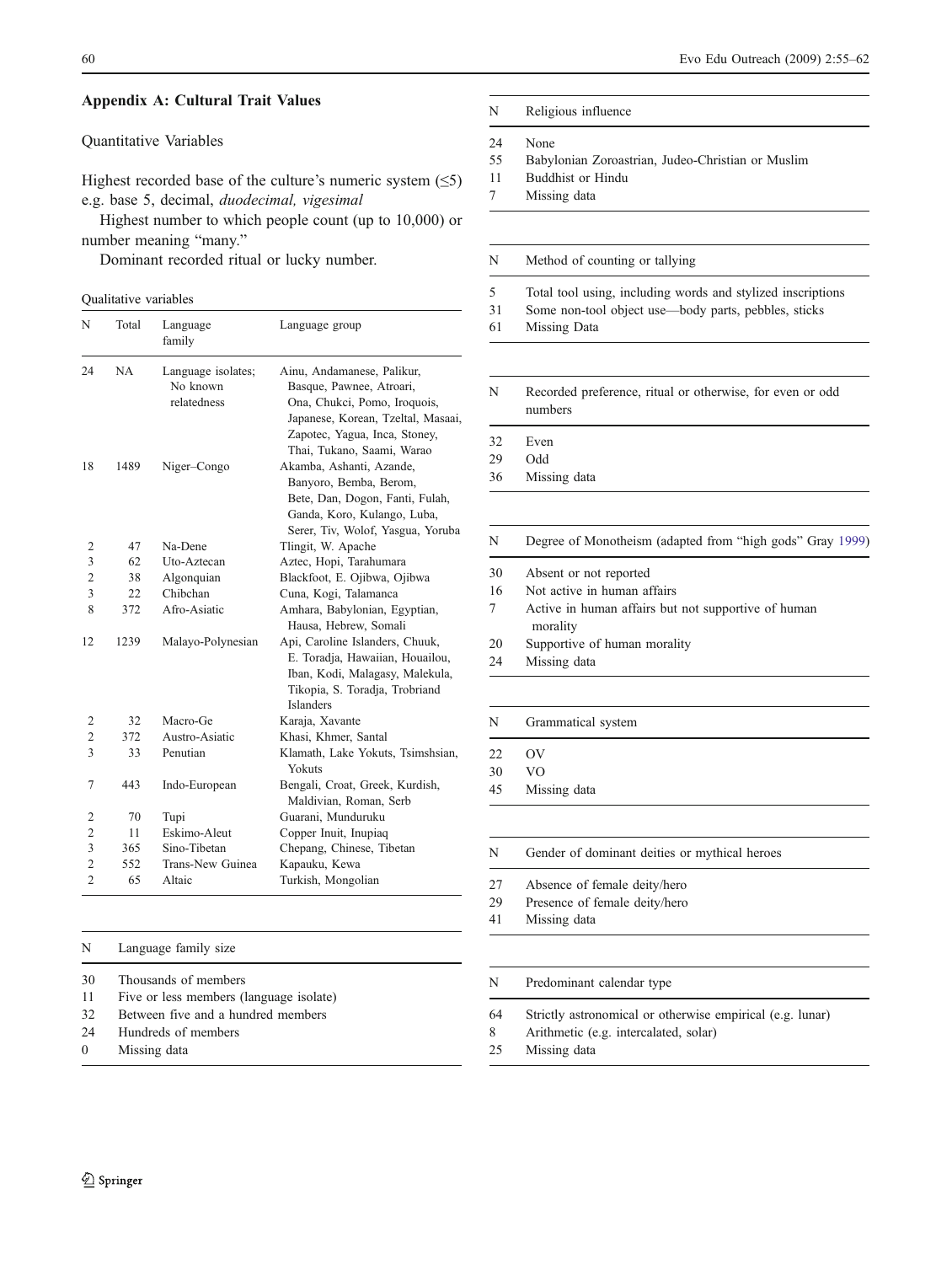## Appendix A: Cultural Trait Values

### Quantitative Variables

Highest recorded base of the culture's numeric system (≤5) e.g. base 5, decimal, *duodecimal, vigesimal*

Highest number to which people count (up to 10,000) or number meaning "many."

Dominant recorded ritual or lucky number.

### Qualitative variables

| N | Total | Language family | Language group |
|---|---|---|---|
| 24 | NA | Language isolates; No known relatedness | Ainu, Andamanese, Palikur, Basque, Pawnee, Atroari, Ona, Chukci, Pomo, Iroquois, Japanese, Korean, Tzeltal, Masaai, Zapotec, Yagua, Inca, Stoney, Thai, Tukano, Saami, Warao |
| 18 | 1489 | Niger–Congo | Akamba, Ashanti, Azande, Banyoro, Bemba, Berom, Bete, Dan, Dogon, Fanti, Fulah, Ganda, Koro, Kulango, Luba, Serer, Tiv, Wolof, Yasgua, Yoruba |
| 2 | 47 | Na-Dene | Tlingit, W. Apache |
| 3 | 62 | Uto-Aztecan | Aztec, Hopi, Tarahumara |
| 2 | 38 | Algonquian | Blackfoot, E. Ojibwa, Ojibwa |
| 3 | 22 | Chibchan | Cuna, Kogi, Talamanca |
| 8 | 372 | Afro-Asiatic | Amhara, Babylonian, Egyptian, Hausa, Hebrew, Somali |
| 12 | 1239 | Malayo-Polynesian | Api, Caroline Islanders, Chuuk, E. Toradja, Hawaiian, Houailou, Iban, Kodi, Malagasy, Malekula, Tikopia, S. Toradja, Trobriand Islanders |
| 2 | 32 | Macro-Ge | Karaja, Xavante |
| 2 | 372 | Austro-Asiatic | Khasi, Khmer, Santal |
| 3 | 33 | Penutian | Klamath, Lake Yokuts, Tsimshsian, Yokuts |
| 7 | 443 | Indo-European | Bengali, Croat, Greek, Kurdish, Maldivian, Roman, Serb |
| 2 | 70 | Tupi | Guarani, Munduruku |
| 2 | 11 | Eskimo-Aleut | Copper Inuit, Inupiaq |
| 3 | 365 | Sino-Tibetan | Chepang, Chinese, Tibetan |
| 2 | 552 | Trans-New Guinea | Kapauku, Kewa |
| 2 | 65 | Altaic | Turkish, Mongolian |

| N | Language family size |
|---|---|
| 30 | Thousands of members |
| 11 | Five or less members (language isolate) |
| 32 | Between five and a hundred members |
| 24 | Hundreds of members |
| 0 | Missing data |

| N | Religious influence |
|---|---|
| 24 | None |
| 55 | Babylonian Zoroastrian, Judeo-Christian or Muslim |
| 11 | Buddhist or Hindu |
| 7 | Missing data |

| N | Method of counting or tallying |
|---|---|
| 5 | Total tool using, including words and stylized inscriptions |
| 31 | Some non-tool object use—body parts, pebbles, sticks |
| 61 | Missing Data |

| N | Recorded preference, ritual or otherwise, for even or odd numbers |
|---|---|
| 32 | Even |
| 29 | Odd |
| 36 | Missing data |

| N | Degree of Monotheism (adapted from "high gods" Gray 1999) |
|---|---|
| 30 | Absent or not reported |
| 16 | Not active in human affairs |
| 7 | Active in human affairs but not supportive of human morality |
| 20 | Supportive of human morality |
| 24 | Missing data |

| N | Grammatical system |
|---|---|
| 22 | OV |
| 30 | VO |
| 45 | Missing data |

| N | Gender of dominant deities or mythical heroes |
|---|---|
| 27 | Absence of female deity/hero |
| 29 | Presence of female deity/hero |
| 41 | Missing data |

| N | Predominant calendar type |
|---|---|
| 64 | Strictly astronomical or otherwise empirical (e.g. lunar) |
| 8 | Arithmetic (e.g. intercalated, solar) |
| 25 | Missing data |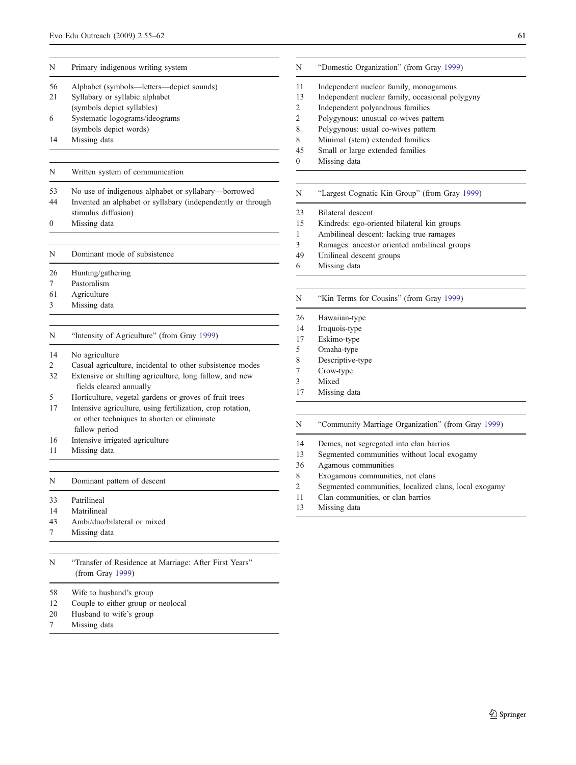| N | Primary indigenous writing system |
|---|---|
| 56 | Alphabet (symbols—letters—depict sounds) |
| 21 | Syllabary or syllabic alphabet (symbols depict syllables) |
| 6 | Systematic logograms/ideograms (symbols depict words) |
| 14 | Missing data |

| N | Written system of communication |
|---|---|
| 53 | No use of indigenous alphabet or syllabary—borrowed |
| 44 | Invented an alphabet or syllabary (independently or through stimulus diffusion) |
| 0 | Missing data |

| N | Dominant mode of subsistence |
|---|---|
| 26 | Hunting/gathering |
| 7 | Pastoralism |
| 61 | Agriculture |
| 3 | Missing data |

| N | "Intensity of Agriculture" (from Gray 1999) |
|---|---|
| 14 | No agriculture |
| 2 | Casual agriculture, incidental to other subsistence modes |
| 32 | Extensive or shifting agriculture, long fallow, and new fields cleared annually |
| 5 | Horticulture, vegetal gardens or groves of fruit trees |
| 17 | Intensive agriculture, using fertilization, crop rotation, or other techniques to shorten or eliminate fallow period |
| 16 | Intensive irrigated agriculture |
| 11 | Missing data |

| N | Dominant pattern of descent |
|---|---|
| 33 | Patrilineal |
| 14 | Matrilineal |
| 43 | Ambi/duo/bilateral or mixed |
| 7 | Missing data |

| N | "Transfer of Residence at Marriage: After First Years" (from Gray 1999) |
|---|---|
| 58 | Wife to husband's group |
| 12 | Couple to either group or neolocal |
| 20 | Husband to wife's group |
| 7 | Missing data |

| N | "Domestic Organization" (from Gray 1999) |
|---|---|
| 11 | Independent nuclear family, monogamous |
| 13 | Independent nuclear family, occasional polygyny |
| 2 | Independent polyandrous families |
| 2 | Polygynous: unusual co-wives pattern |
| 8 | Polygynous: usual co-wives pattern |
| 8 | Minimal (stem) extended families |
| 45 | Small or large extended families |
| 0 | Missing data |

| N | "Largest Cognatic Kin Group" (from Gray 1999) |
|---|---|
| 23 | Bilateral descent |
| 15 | Kindreds: ego-oriented bilateral kin groups |
| 1 | Ambilineal descent: lacking true ramages |
| 3 | Ramages: ancestor oriented ambilineal groups |
| 49 | Unilineal descent groups |
| 6 | Missing data |

| N | "Kin Terms for Cousins" (from Gray 1999) |
|---|---|
| 26 | Hawaiian-type |
| 14 | Iroquois-type |
| 17 | Eskimo-type |
| 5 | Omaha-type |
| 8 | Descriptive-type |
| 7 | Crow-type |
| 3 | Mixed |
| 17 | Missing data |

| N | "Community Marriage Organization" (from Gray 1999) |
|---|---|
| 14 | Demes, not segregated into clan barrios |
| 13 | Segmented communities without local exogamy |
| 36 | Agamous communities |
| 8 | Exogamous communities, not clans |
| 2 | Segmented communities, localized clans, local exogamy |
| 11 | Clan communities, or clan barrios |
| 13 | Missing data |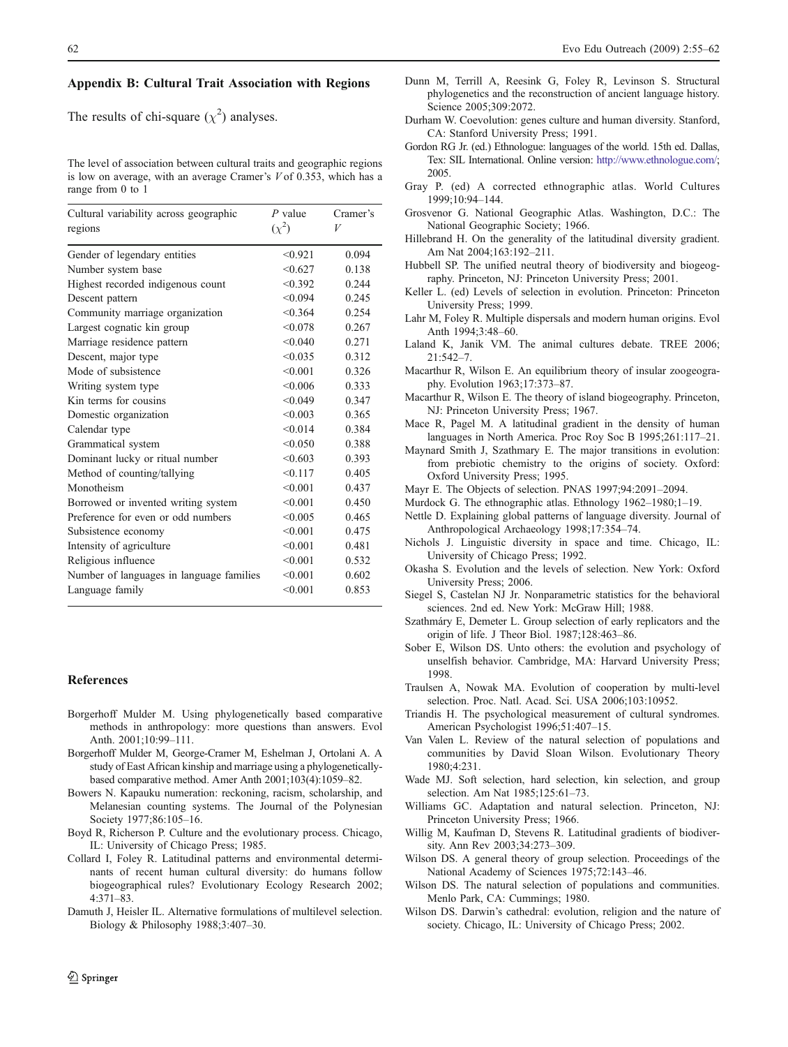## Appendix B: Cultural Trait Association with Regions

The results of chi-square ($\chi^2$) analyses.

The level of association between cultural traits and geographic regions is low on average, with an average Cramer's $V$ of 0.353, which has a range from 0 to 1

| Cultural variability across geographic regions | $P$ value ($\chi^2$) | Cramer's $V$ |
|---|---|---|
| Gender of legendary entities | <0.921 | 0.094 |
| Number system base | <0.627 | 0.138 |
| Highest recorded indigenous count | <0.392 | 0.244 |
| Descent pattern | <0.094 | 0.245 |
| Community marriage organization | <0.364 | 0.254 |
| Largest cognatic kin group | <0.078 | 0.267 |
| Marriage residence pattern | <0.040 | 0.271 |
| Descent, major type | <0.035 | 0.312 |
| Mode of subsistence | <0.001 | 0.326 |
| Writing system type | <0.006 | 0.333 |
| Kin terms for cousins | <0.049 | 0.347 |
| Domestic organization | <0.003 | 0.365 |
| Calendar type | <0.014 | 0.384 |
| Grammatical system | <0.050 | 0.388 |
| Dominant lucky or ritual number | <0.603 | 0.393 |
| Method of counting/tallying | <0.117 | 0.405 |
| Monotheism | <0.001 | 0.437 |
| Borrowed or invented writing system | <0.001 | 0.450 |
| Preference for even or odd numbers | <0.005 | 0.465 |
| Subsistence economy | <0.001 | 0.475 |
| Intensity of agriculture | <0.001 | 0.481 |
| Religious influence | <0.001 | 0.532 |
| Number of languages in language families | <0.001 | 0.602 |
| Language family | <0.001 | 0.853 |

## References

Borgerhoff Mulder M. Using phylogenetically based comparative methods in anthropology: more questions than answers. Evol Anth. 2001;10:99–111.

Borgerhoff Mulder M, George-Cramer M, Eshelman J, Ortolani A. A study of East African kinship and marriage using a phylogenetically-based comparative method. Amer Anth 2001;103(4):1059–82.

Bowers N. Kapauku numeration: reckoning, racism, scholarship, and Melanesian counting systems. The Journal of the Polynesian Society 1977;86:105–16.

Boyd R, Richerson P. Culture and the evolutionary process. Chicago, IL: University of Chicago Press; 1985.

Collard I, Foley R. Latitudinal patterns and environmental determinants of recent human cultural diversity: do humans follow biogeographical rules? Evolutionary Ecology Research 2002; 4:371–83.

Damuth J, Heisler IL. Alternative formulations of multilevel selection. Biology & Philosophy 1988;3:407–30.

Dunn M, Terrill A, Reesink G, Foley R, Levinson S. Structural phylogenetics and the reconstruction of ancient language history. Science 2005;309:2072.

Durham W. Coevolution: genes culture and human diversity. Stanford, CA: Stanford University Press; 1991.

Gordon RG Jr. (ed.) Ethnologue: languages of the world. 15th ed. Dallas, Tex: SIL International. Online version: http://www.ethnologue.com/; 2005.

Gray P. (ed) A corrected ethnographic atlas. World Cultures 1999;10:94–144.

Grosvenor G. National Geographic Atlas. Washington, D.C.: The National Geographic Society; 1966.

Hillebrand H. On the generality of the latitudinal diversity gradient. Am Nat 2004;163:192–211.

Hubbell SP. The unified neutral theory of biodiversity and biogeography. Princeton, NJ: Princeton University Press; 2001.

Keller L. (ed) Levels of selection in evolution. Princeton: Princeton University Press; 1999.

Lahr M, Foley R. Multiple dispersals and modern human origins. Evol Anth 1994;3:48–60.

Laland K, Janik VM. The animal cultures debate. TREE 2006; 21:542–7.

Macarthur R, Wilson E. An equilibrium theory of insular zoogeography. Evolution 1963;17:373–87.

Macarthur R, Wilson E. The theory of island biogeography. Princeton, NJ: Princeton University Press; 1967.

Mace R, Pagel M. A latitudinal gradient in the density of human languages in North America. Proc Roy Soc B 1995;261:117–21.

Maynard Smith J, Szathmary E. The major transitions in evolution: from prebiotic chemistry to the origins of society. Oxford: Oxford University Press; 1995.

Mayr E. The Objects of selection. PNAS 1997;94:2091–2094.

Murdock G. The ethnographic atlas. Ethnology 1962–1980;1–19.

Nettle D. Explaining global patterns of language diversity. Journal of Anthropological Archaeology 1998;17:354–74.

Nichols J. Linguistic diversity in space and time. Chicago, IL: University of Chicago Press; 1992.

Okasha S. Evolution and the levels of selection. New York: Oxford University Press; 2006.

Siegel S, Castelan NJ Jr. Nonparametric statistics for the behavioral sciences. 2nd ed. New York: McGraw Hill; 1988.

Szathmáry E, Demeter L. Group selection of early replicators and the origin of life. J Theor Biol. 1987;128:463–86.

Sober E, Wilson DS. Unto others: the evolution and psychology of unselfish behavior. Cambridge, MA: Harvard University Press; 1998.

Traulsen A, Nowak MA. Evolution of cooperation by multi-level selection. Proc. Natl. Acad. Sci. USA 2006;103:10952.

Triandis H. The psychological measurement of cultural syndromes. American Psychologist 1996;51:407–15.

Van Valen L. Review of the natural selection of populations and communities by David Sloan Wilson. Evolutionary Theory 1980;4:231.

Wade MJ. Soft selection, hard selection, kin selection, and group selection. Am Nat 1985;125:61–73.

Williams GC. Adaptation and natural selection. Princeton, NJ: Princeton University Press; 1966.

Willig M, Kaufman D, Stevens R. Latitudinal gradients of biodiversity. Ann Rev 2003;34:273–309.

Wilson DS. A general theory of group selection. Proceedings of the National Academy of Sciences 1975;72:143–46.

Wilson DS. The natural selection of populations and communities. Menlo Park, CA: Cummings; 1980.

Wilson DS. Darwin's cathedral: evolution, religion and the nature of society. Chicago, IL: University of Chicago Press; 2002.